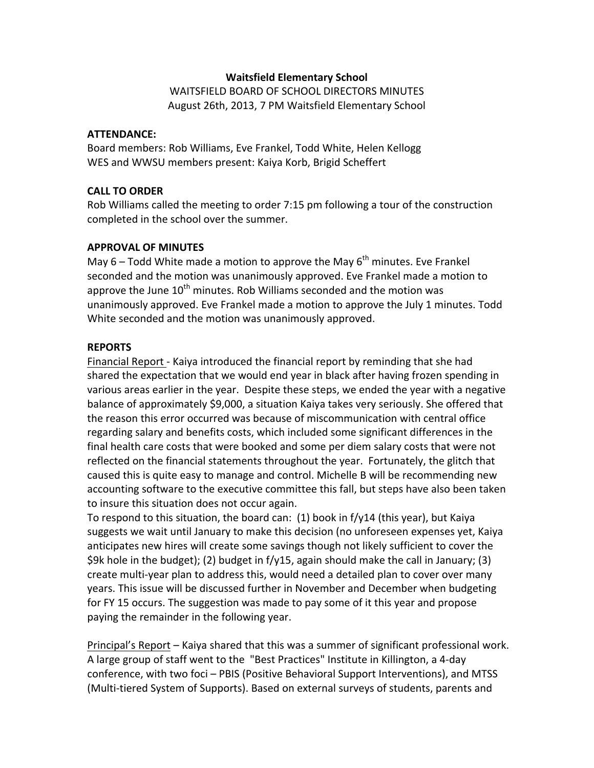**Waitsfield Elementary School**

WAITSFIELD BOARD OF SCHOOL DIRECTORS MINUTES
August 26th, 2013, 7 PM Waitsfield Elementary School

**ATTENDANCE:**

Board members: Rob Williams, Eve Frankel, Todd White, Helen Kellogg
WES and WWSU members present: Kaiya Korb, Brigid Scheffert

**CALL TO ORDER**

Rob Williams called the meeting to order 7:15 pm following a tour of the construction completed in the school over the summer.

**APPROVAL OF MINUTES**

May 6 – Todd White made a motion to approve the May 6th minutes. Eve Frankel seconded and the motion was unanimously approved. Eve Frankel made a motion to approve the June 10th minutes. Rob Williams seconded and the motion was unanimously approved. Eve Frankel made a motion to approve the July 1 minutes. Todd White seconded and the motion was unanimously approved.

**REPORTS**

Financial Report - Kaiya introduced the financial report by reminding that she had shared the expectation that we would end year in black after having frozen spending in various areas earlier in the year. Despite these steps, we ended the year with a negative balance of approximately $9,000, a situation Kaiya takes very seriously. She offered that the reason this error occurred was because of miscommunication with central office regarding salary and benefits costs, which included some significant differences in the final health care costs that were booked and some per diem salary costs that were not reflected on the financial statements throughout the year. Fortunately, the glitch that caused this is quite easy to manage and control. Michelle B will be recommending new accounting software to the executive committee this fall, but steps have also been taken to insure this situation does not occur again.

To respond to this situation, the board can: (1) book in f/y14 (this year), but Kaiya suggests we wait until January to make this decision (no unforeseen expenses yet, Kaiya anticipates new hires will create some savings though not likely sufficient to cover the $9k hole in the budget); (2) budget in f/y15, again should make the call in January; (3) create multi-year plan to address this, would need a detailed plan to cover over many years. This issue will be discussed further in November and December when budgeting for FY 15 occurs. The suggestion was made to pay some of it this year and propose paying the remainder in the following year.

Principal's Report – Kaiya shared that this was a summer of significant professional work. A large group of staff went to the "Best Practices" Institute in Killington, a 4-day conference, with two foci – PBIS (Positive Behavioral Support Interventions), and MTSS (Multi-tiered System of Supports). Based on external surveys of students, parents and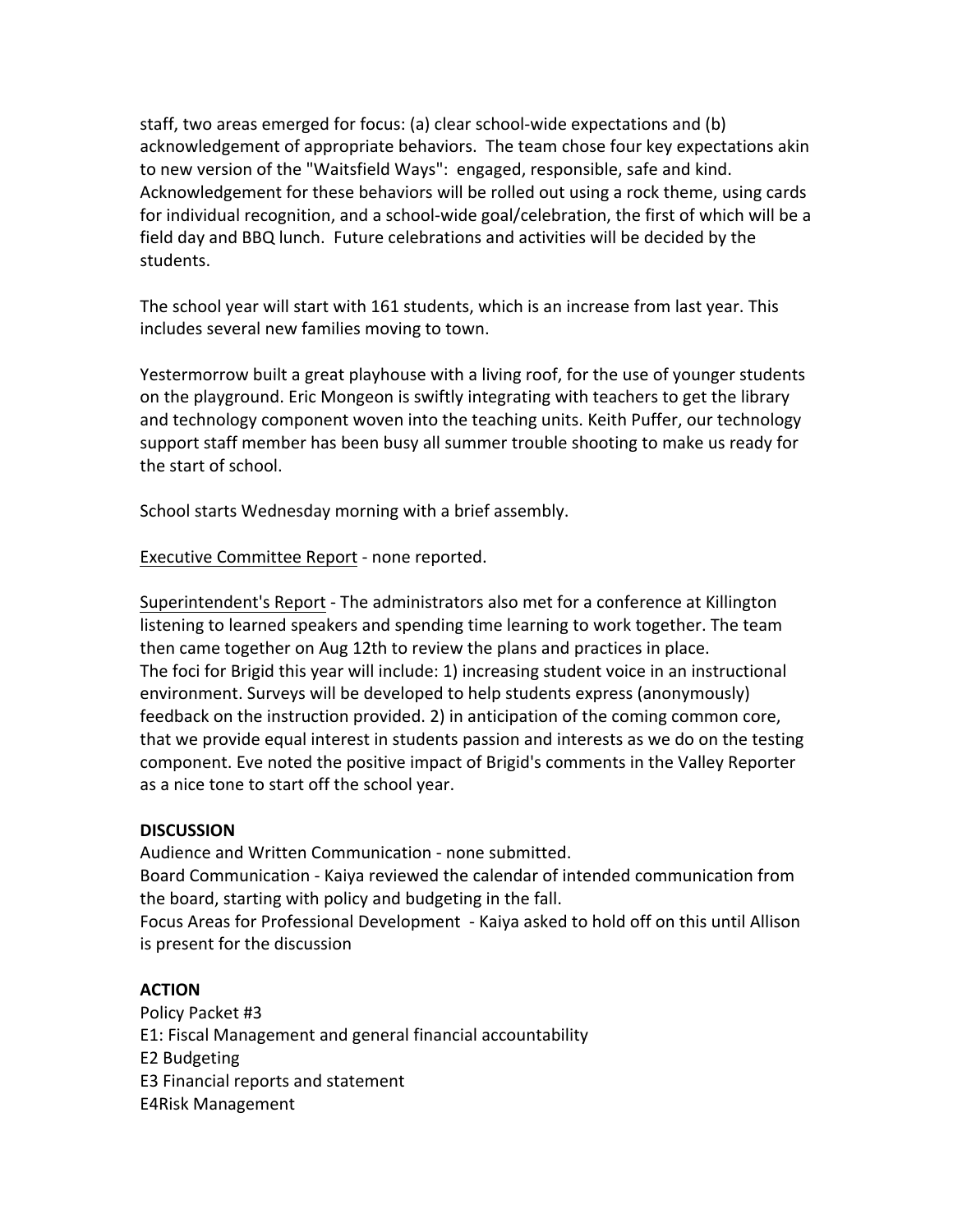staff, two areas emerged for focus: (a) clear school-wide expectations and (b) acknowledgement of appropriate behaviors. The team chose four key expectations akin to new version of the "Waitsfield Ways": engaged, responsible, safe and kind. Acknowledgement for these behaviors will be rolled out using a rock theme, using cards for individual recognition, and a school-wide goal/celebration, the first of which will be a field day and BBQ lunch. Future celebrations and activities will be decided by the students.

The school year will start with 161 students, which is an increase from last year. This includes several new families moving to town.

Yestermorrow built a great playhouse with a living roof, for the use of younger students on the playground. Eric Mongeon is swiftly integrating with teachers to get the library and technology component woven into the teaching units. Keith Puffer, our technology support staff member has been busy all summer trouble shooting to make us ready for the start of school.

School starts Wednesday morning with a brief assembly.

Executive Committee Report - none reported.

Superintendent's Report - The administrators also met for a conference at Killington listening to learned speakers and spending time learning to work together. The team then came together on Aug 12th to review the plans and practices in place.
The foci for Brigid this year will include: 1) increasing student voice in an instructional environment. Surveys will be developed to help students express (anonymously) feedback on the instruction provided. 2) in anticipation of the coming common core, that we provide equal interest in students passion and interests as we do on the testing component. Eve noted the positive impact of Brigid's comments in the Valley Reporter as a nice tone to start off the school year.

**DISCUSSION**
Audience and Written Communication - none submitted.
Board Communication - Kaiya reviewed the calendar of intended communication from the board, starting with policy and budgeting in the fall.
Focus Areas for Professional Development - Kaiya asked to hold off on this until Allison is present for the discussion

**ACTION**
Policy Packet #3
E1: Fiscal Management and general financial accountability
E2 Budgeting
E3 Financial reports and statement
E4Risk Management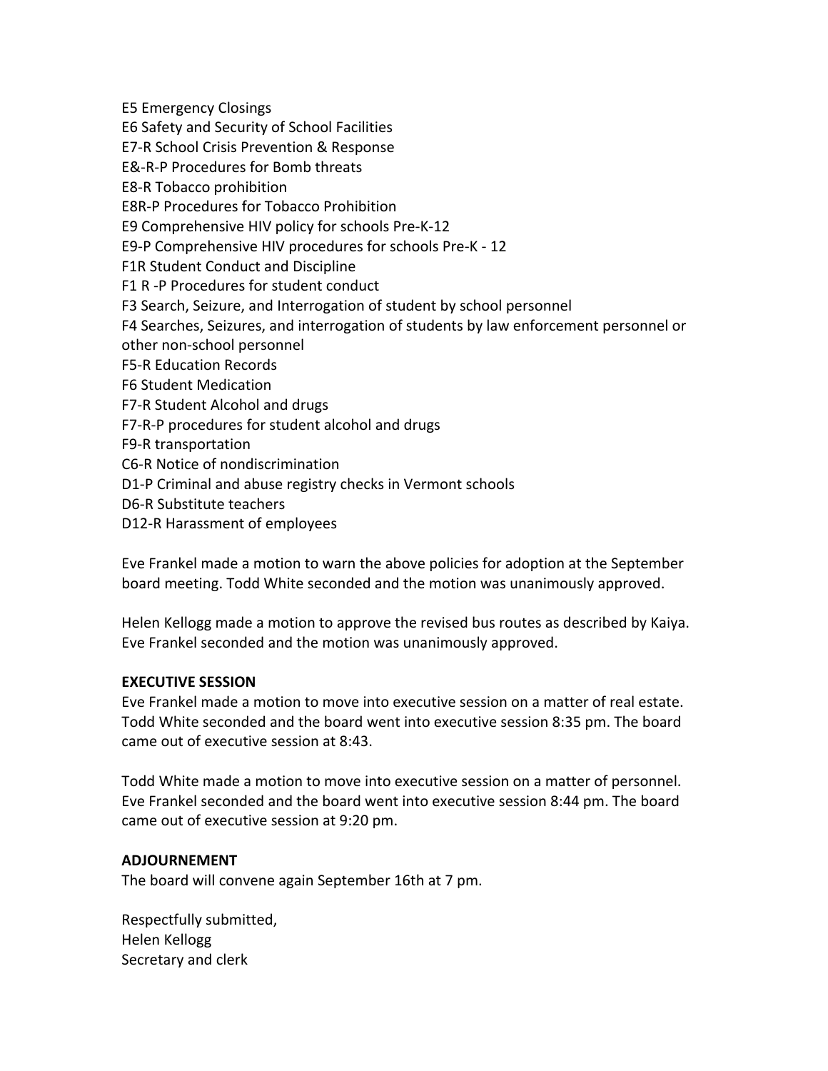E5 Emergency Closings  
E6 Safety and Security of School Facilities  
E7-R School Crisis Prevention & Response  
E&-R-P Procedures for Bomb threats  
E8-R Tobacco prohibition  
E8R-P Procedures for Tobacco Prohibition  
E9 Comprehensive HIV policy for schools Pre-K-12  
E9-P Comprehensive HIV procedures for schools Pre-K - 12  
F1R Student Conduct and Discipline  
F1 R -P Procedures for student conduct  
F3 Search, Seizure, and Interrogation of student by school personnel  
F4 Searches, Seizures, and interrogation of students by law enforcement personnel or other non-school personnel  
F5-R Education Records  
F6 Student Medication  
F7-R Student Alcohol and drugs  
F7-R-P procedures for student alcohol and drugs  
F9-R transportation  
C6-R Notice of nondiscrimination  
D1-P Criminal and abuse registry checks in Vermont schools  
D6-R Substitute teachers  
D12-R Harassment of employees

Eve Frankel made a motion to warn the above policies for adoption at the September board meeting. Todd White seconded and the motion was unanimously approved.

Helen Kellogg made a motion to approve the revised bus routes as described by Kaiya. Eve Frankel seconded and the motion was unanimously approved.

**EXECUTIVE SESSION**

Eve Frankel made a motion to move into executive session on a matter of real estate. Todd White seconded and the board went into executive session 8:35 pm. The board came out of executive session at 8:43.

Todd White made a motion to move into executive session on a matter of personnel. Eve Frankel seconded and the board went into executive session 8:44 pm. The board came out of executive session at 9:20 pm.

**ADJOURNEMENT**

The board will convene again September 16th at 7 pm.

Respectfully submitted,  
Helen Kellogg  
Secretary and clerk